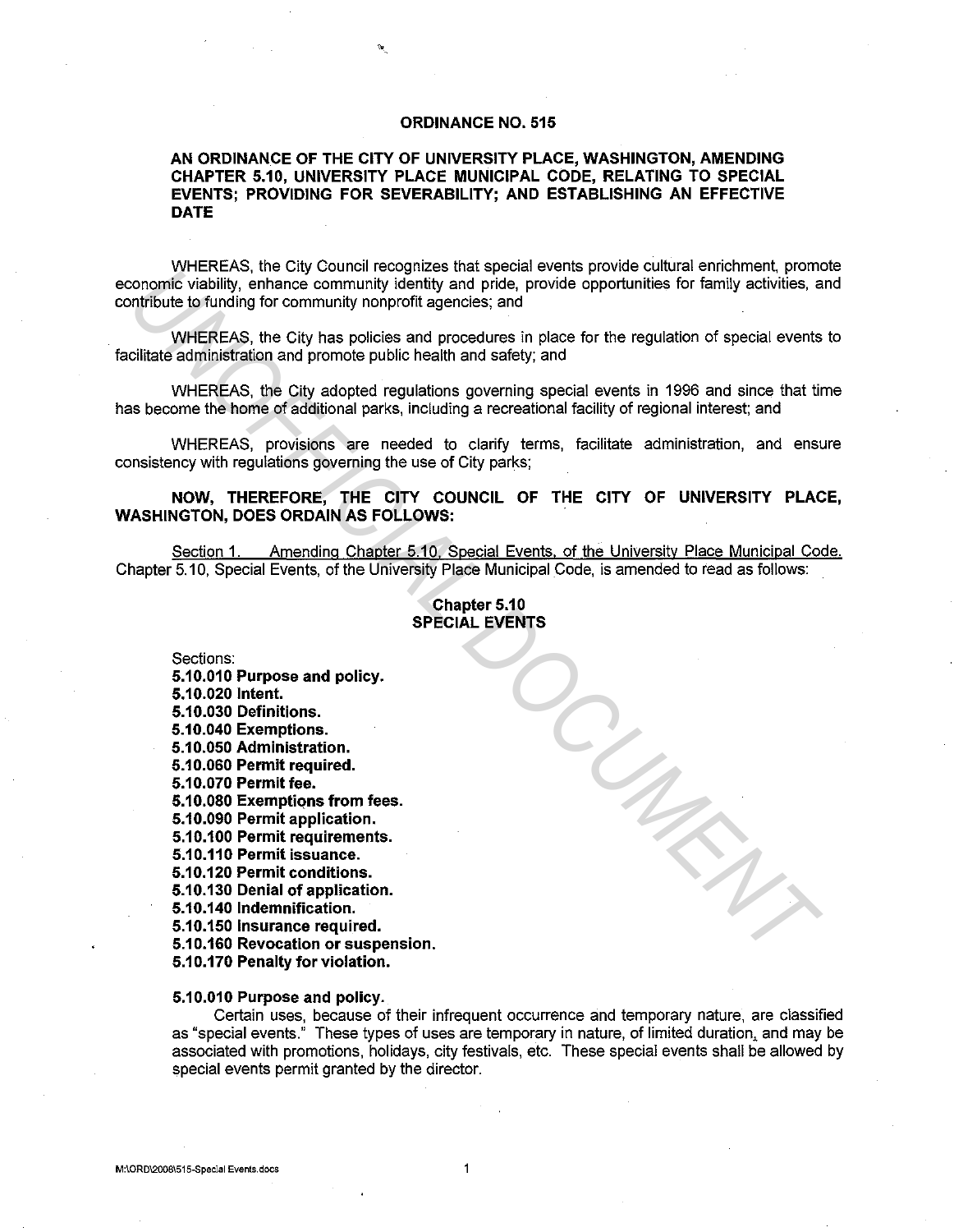# ORDINANCE NO. 515

## AN ORDINANCE OF THE CITY OF UNIVERSITY PLACE, WASHINGTON, AMENDING CHAPTER 5.10, UNIVERSITY PLACE MUNICIPAL CODE, RELATING TO SPECIAL EVENTS; PROVIDING FOR SEVERABILITY; AND ESTABLISHING AN EFFECTIVE DATE

WHEREAS, the City Council recognizes that special events provide cultural enrichment, promote economic viability, enhance community identity and pride, provide opportunities for family activities, and contribute to funding for community nonprofit agencies; and

WHEREAS, the City has policies and procedures in place for the regulation of special events to facilitate administration and promote public health and safety; and

WHEREAS, the City adopted regulations governing special events in 1996 and since that time has become the home of additional parks, including a recreational facility of regional interest; and

WHEREAS, provisions are needed to clarify terms, facilitate administration, and ensure consistency with regulations governing the use of City parks;

**NOW, THEREFORE, THE CITY COUNCIL OF THE CITY OF UNIVERSITY PLACE, WASHINGTON, DOES ORDAIN AS FOLLOWS:**

Section 1. Amending Chapter 5.10, Special Events, of the University Place Municipal Code. Chapter 5.10, Special Events, of the University Place Municipal Code, is amended to read as follows:

### Chapter 5.10
### SPECIAL EVENTS

Sections:

**5.10.010 Purpose and policy.**
**5.10.020 Intent.**
**5.10.030 Definitions.**
**5.10.040 Exemptions.**
**5.10.050 Administration.**
**5.10.060 Permit required.**
**5.10.070 Permit fee.**
**5.10.080 Exemptions from fees.**
**5.10.090 Permit application.**
**5.10.100 Permit requirements.**
**5.10.110 Permit issuance.**
**5.10.120 Permit conditions.**
**5.10.130 Denial of application.**
**5.10.140 Indemnification.**
**5.10.150 Insurance required.**
**5.10.160 Revocation or suspension.**
**5.10.170 Penalty for violation.**

**5.10.010 Purpose and policy.**

Certain uses, because of their infrequent occurrence and temporary nature, are classified as "special events." These types of uses are temporary in nature, of limited duration, and may be associated with promotions, holidays, city festivals, etc. These special events shall be allowed by special events permit granted by the director.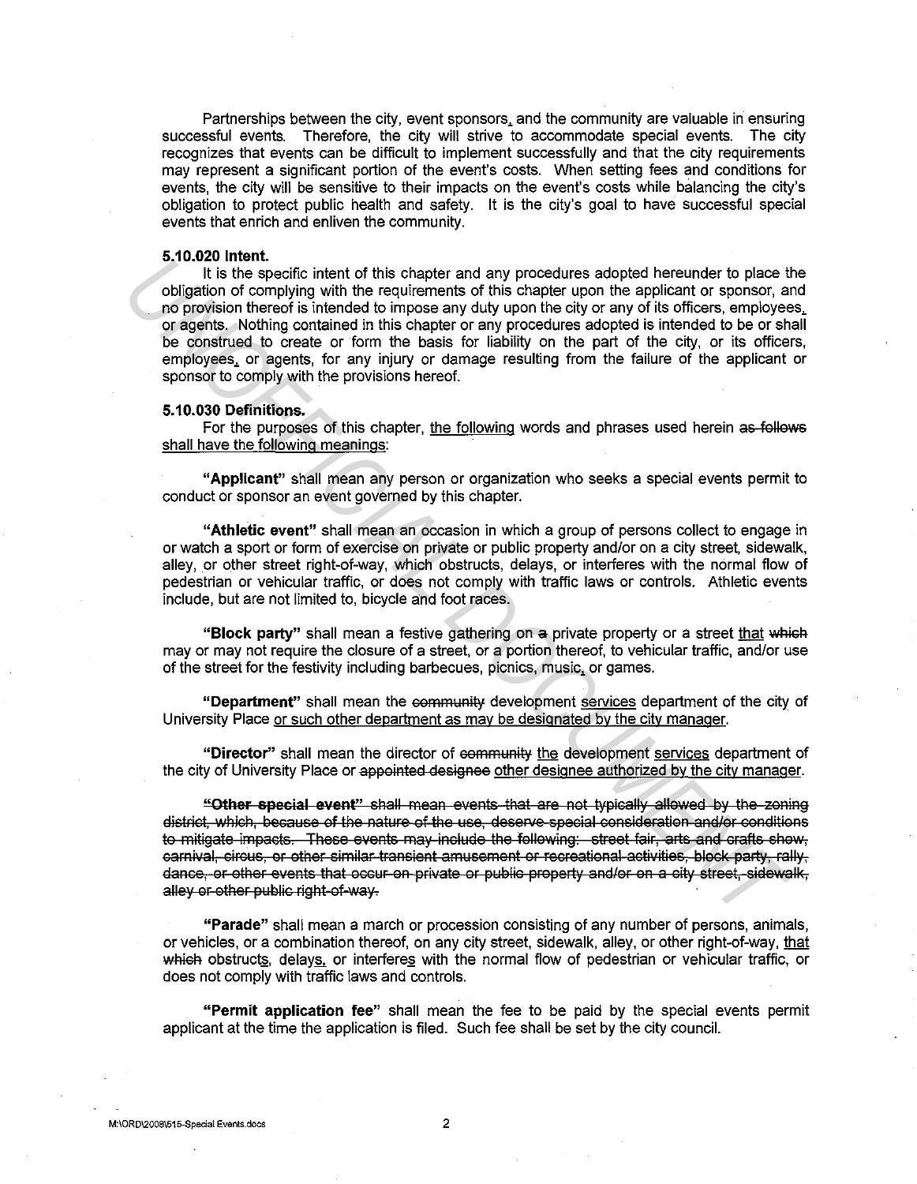Partnerships between the city, event sponsors, and the community are valuable in ensuring successful events. Therefore, the city will strive to accommodate special events. The city recognizes that events can be difficult to implement successfully and that the city requirements may represent a significant portion of the event's costs. When setting fees and conditions for events, the city will be sensitive to their impacts on the event's costs while balancing the city's obligation to protect public health and safety. It is the city's goal to have successful special events that enrich and enliven the community.

**5.10.020 Intent.**

It is the specific intent of this chapter and any procedures adopted hereunder to place the obligation of complying with the requirements of this chapter upon the applicant or sponsor, and no provision thereof is intended to impose any duty upon the city or any of its officers, employees, or agents. Nothing contained in this chapter or any procedures adopted is intended to be or shall be construed to create or form the basis for liability on the part of the city, or its officers, employees, or agents, for any injury or damage resulting from the failure of the applicant or sponsor to comply with the provisions hereof.

**5.10.030 Definitions.**

For the purposes of this chapter, <u>the following</u> words and phrases used herein ~~as follows~~ <u>shall have the following meanings</u>:

**"Applicant"** shall mean any person or organization who seeks a special events permit to conduct or sponsor an event governed by this chapter.

**"Athletic event"** shall mean an occasion in which a group of persons collect to engage in or watch a sport or form of exercise on private or public property and/or on a city street, sidewalk, alley, or other street right-of-way, which obstructs, delays, or interferes with the normal flow of pedestrian or vehicular traffic, or does not comply with traffic laws or controls. Athletic events include, but are not limited to, bicycle and foot races.

**"Block party"** shall mean a festive gathering on ~~a~~ private property or a street <u>that</u> ~~which~~ may or may not require the closure of a street, or a portion thereof, to vehicular traffic, and/or use of the street for the festivity including barbecues, picnics, music, or games.

**"Department"** shall mean the ~~community~~ development <u>services</u> department of the city of University Place <u>or such other department as may be designated by the city manager</u>.

**"Director"** shall mean the director of ~~community~~ <u>the</u> development <u>services</u> department of the city of University Place or ~~appointed designee~~ <u>other designee authorized by the city manager</u>.

~~**"Other special event"** shall mean events that are not typically allowed by the zoning district, which, because of the nature of the use, deserve special consideration and/or conditions to mitigate impacts. These events may include the following: street fair, arts and crafts show, carnival, circus, or other similar transient amusement or recreational activities, block party, rally, dance, or other events that occur on private or public property and/or on a city street, sidewalk, alley or other public right-of-way.~~

**"Parade"** shall mean a march or procession consisting of any number of persons, animals, or vehicles, or a combination thereof, on any city street, sidewalk, alley, or other right-of-way, <u>that</u> ~~which~~ obstructs, delays, or interferes with the normal flow of pedestrian or vehicular traffic, or does not comply with traffic laws and controls.

**"Permit application fee"** shall mean the fee to be paid by the special events permit applicant at the time the application is filed. Such fee shall be set by the city council.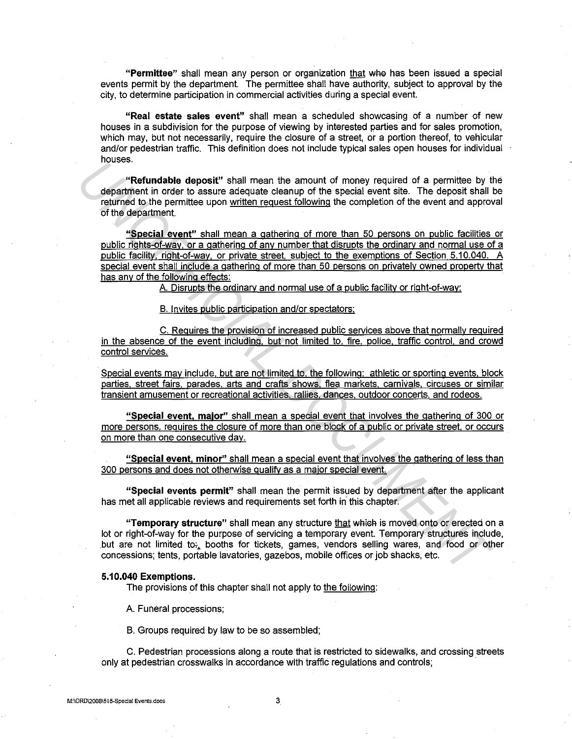**"Permittee"** shall mean any person or organization that ~~who~~ has been issued a special events permit by the department. The permittee shall have authority, subject to approval by the city, to determine participation in commercial activities during a special event.

**"Real estate sales event"** shall mean a scheduled showcasing of a number of new houses in a subdivision for the purpose of viewing by interested parties and for sales promotion, which may, but not necessarily, require the closure of a street, or a portion thereof, to vehicular and/or pedestrian traffic. This definition does not include typical sales open houses for individual houses.

**"Refundable deposit"** shall mean the amount of money required of a permittee by the department in order to assure adequate cleanup of the special event site. The deposit shall be returned to the permittee upon written request following the completion of the event and approval of the department.

**"Special event"** shall mean a gathering of more than 50 persons on public facilities or public rights-of-way, or a gathering of any number that disrupts the ordinary and normal use of a public facility, right-of-way, or private street, subject to the exemptions of Section 5.10.040. A special event shall include a gathering of more than 50 persons on privately owned property that has any of the following effects:

A. Disrupts the ordinary and normal use of a public facility or right-of-way;

B. Invites public participation and/or spectators;

C. Requires the provision of increased public services above that normally required in the absence of the event including, but not limited to, fire, police, traffic control, and crowd control services.

Special events may include, but are not limited to, the following: athletic or sporting events, block parties, street fairs, parades, arts and crafts shows, flea markets, carnivals, circuses or similar transient amusement or recreational activities, rallies, dances, outdoor concerts, and rodeos.

**"Special event, major"** shall mean a special event that involves the gathering of 300 or more persons, requires the closure of more than one block of a public or private street, or occurs on more than one consecutive day.

**"Special event, minor"** shall mean a special event that involves the gathering of less than 300 persons and does not otherwise qualify as a major special event.

**"Special events permit"** shall mean the permit issued by department after the applicant has met all applicable reviews and requirements set forth in this chapter.

**"Temporary structure"** shall mean any structure that ~~which~~ is moved onto or erected on a lot or right-of-way for the purpose of servicing a temporary event. Temporary structures include, but are not limited to~~:~~, booths for tickets, games, vendors selling wares, and food or other concessions; tents, portable lavatories, gazebos, mobile offices or job shacks, etc.

**5.10.040 Exemptions.**

The provisions of this chapter shall not apply to the following:

A. Funeral processions;

B. Groups required by law to be so assembled;

C. Pedestrian processions along a route that is restricted to sidewalks, and crossing streets only at pedestrian crosswalks in accordance with traffic regulations and controls;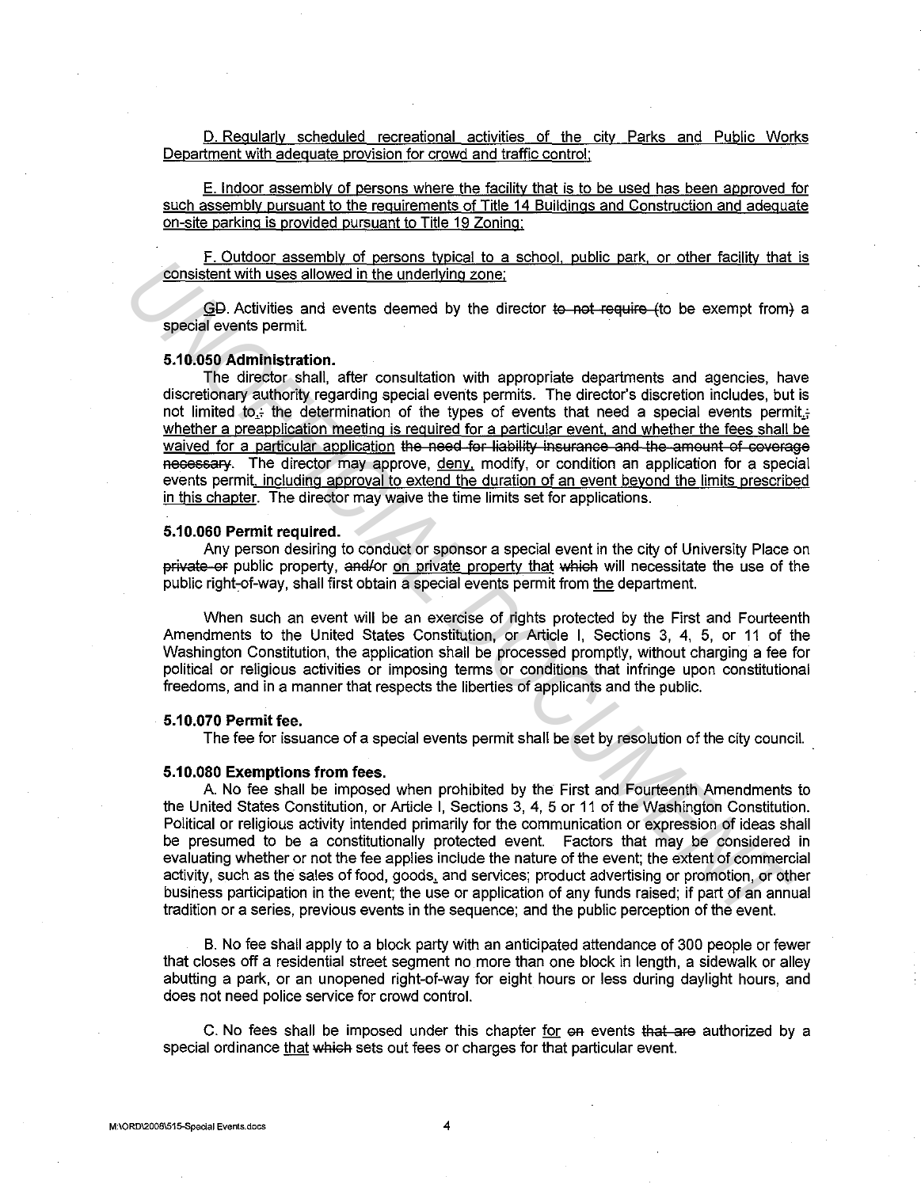D. Regularly scheduled recreational activities of the city Parks and Public Works Department with adequate provision for crowd and traffic control;

E. Indoor assembly of persons where the facility that is to be used has been approved for such assembly pursuant to the requirements of Title 14 Buildings and Construction and adequate on-site parking is provided pursuant to Title 19 Zoning;

F. Outdoor assembly of persons typical to a school, public park, or other facility that is consistent with uses allowed in the underlying zone;

GD. Activities and events deemed by the director ~~to not require~~ ~~(~~to be exempt from~~)~~ a special events permit.

**5.10.050 Administration.**

The director shall, after consultation with appropriate departments and agencies, have discretionary authority regarding special events permits. The director's discretion includes, but is not limited to,~~:~~ the determination of the types of events that need a special events permit,~~;~~ whether a preapplication meeting is required for a particular event, and whether the fees shall be waived for a particular application ~~the need for liability insurance and the amount of coverage necessary~~. The director may approve, deny, modify, or condition an application for a special events permit, including approval to extend the duration of an event beyond the limits prescribed in this chapter. The director may waive the time limits set for applications.

**5.10.060 Permit required.**

Any person desiring to conduct or sponsor a special event in the city of University Place on ~~private or~~ public property, ~~and/~~or on private property that ~~which~~ will necessitate the use of the public right-of-way, shall first obtain a special events permit from the department.

When such an event will be an exercise of rights protected by the First and Fourteenth Amendments to the United States Constitution, or Article I, Sections 3, 4, 5, or 11 of the Washington Constitution, the application shall be processed promptly, without charging a fee for political or religious activities or imposing terms or conditions that infringe upon constitutional freedoms, and in a manner that respects the liberties of applicants and the public.

**5.10.070 Permit fee.**

The fee for issuance of a special events permit shall be set by resolution of the city council.

**5.10.080 Exemptions from fees.**

A. No fee shall be imposed when prohibited by the First and Fourteenth Amendments to the United States Constitution, or Article I, Sections 3, 4, 5 or 11 of the Washington Constitution. Political or religious activity intended primarily for the communication or expression of ideas shall be presumed to be a constitutionally protected event. Factors that may be considered in evaluating whether or not the fee applies include the nature of the event; the extent of commercial activity, such as the sales of food, goods, and services; product advertising or promotion, or other business participation in the event; the use or application of any funds raised; if part of an annual tradition or a series, previous events in the sequence; and the public perception of the event.

B. No fee shall apply to a block party with an anticipated attendance of 300 people or fewer that closes off a residential street segment no more than one block in length, a sidewalk or alley abutting a park, or an unopened right-of-way for eight hours or less during daylight hours, and does not need police service for crowd control.

C. No fees shall be imposed under this chapter for ~~on~~ events ~~that are~~ authorized by a special ordinance that ~~which~~ sets out fees or charges for that particular event.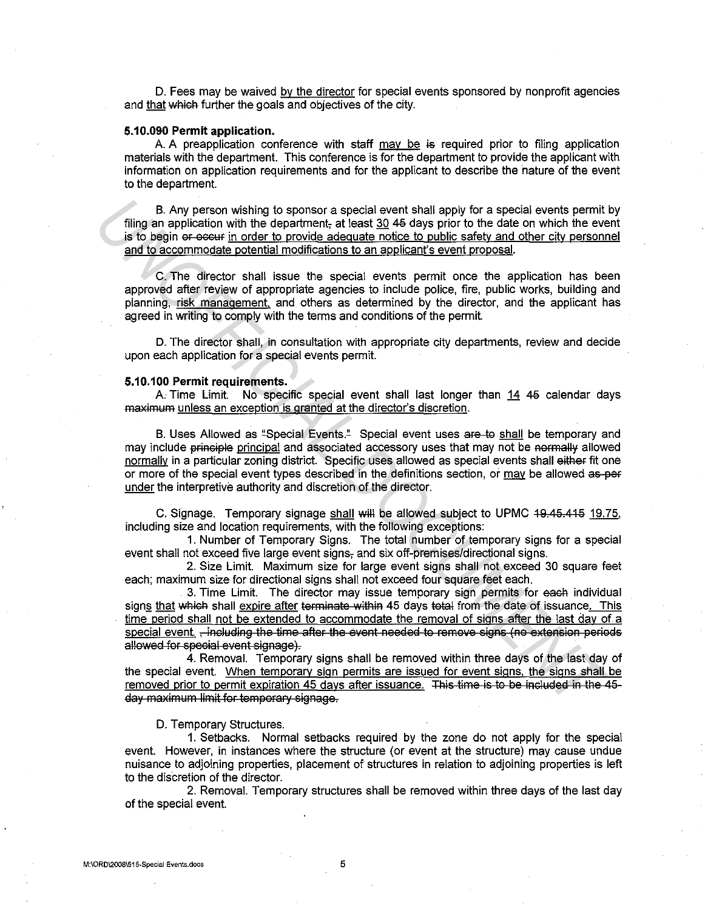D. Fees may be waived by the director for special events sponsored by nonprofit agencies and that ~~which~~ further the goals and objectives of the city.

**5.10.090 Permit application.**

A. A preapplication conference with staff may be ~~is~~ required prior to filing application materials with the department. This conference is for the department to provide the applicant with information on application requirements and for the applicant to describe the nature of the event to the department.

B. Any person wishing to sponsor a special event shall apply for a special events permit by filing an application with the department~~,~~ at least 30 ~~45~~ days prior to the date on which the event is to begin ~~or occur~~ in order to provide adequate notice to public safety and other city personnel and to accommodate potential modifications to an applicant's event proposal.

C. The director shall issue the special events permit once the application has been approved after review of appropriate agencies to include police, fire, public works, building and planning, risk management, and others as determined by the director, and the applicant has agreed in writing to comply with the terms and conditions of the permit.

D. The director shall, in consultation with appropriate city departments, review and decide upon each application for a special events permit.

**5.10.100 Permit requirements.**

A. Time Limit. No specific special event shall last longer than 14 ~~45~~ calendar days ~~maximum~~ unless an exception is granted at the director's discretion.

B. Uses Allowed as "Special Events." Special event uses ~~are to~~ shall be temporary and may include ~~principle~~ principal and associated accessory uses that may not be ~~normally~~ allowed normally in a particular zoning district. Specific uses allowed as special events shall ~~either~~ fit one or more of the special event types described in the definitions section, or may be allowed ~~as per~~ under the interpretive authority and discretion of the director.

C. Signage. Temporary signage shall ~~will~~ be allowed subject to UPMC ~~19.45.415~~ 19.75, including size and location requirements, with the following exceptions:

1. Number of Temporary Signs. The total number of temporary signs for a special event shall not exceed five large event signs~~,~~ and six off-premises/directional signs.

2. Size Limit. Maximum size for large event signs shall not exceed 30 square feet each; maximum size for directional signs shall not exceed four square feet each.

3. Time Limit. The director may issue temporary sign permits for ~~each~~ individual signs that ~~which~~ shall expire after ~~terminate within~~ 45 days ~~total~~ from the date of issuance. This time period shall not be extended to accommodate the removal of signs after the last day of a special event. ~~, including the time after the event needed to remove signs (no extension periods allowed for special event signage).~~

4. Removal. Temporary signs shall be removed within three days of the last day of the special event. When temporary sign permits are issued for event signs, the signs shall be removed prior to permit expiration 45 days after issuance. ~~This time is to be included in the 45-day maximum limit for temporary signage.~~

D. Temporary Structures.

1. Setbacks. Normal setbacks required by the zone do not apply for the special event. However, in instances where the structure (or event at the structure) may cause undue nuisance to adjoining properties, placement of structures in relation to adjoining properties is left to the discretion of the director.

2. Removal. Temporary structures shall be removed within three days of the last day of the special event.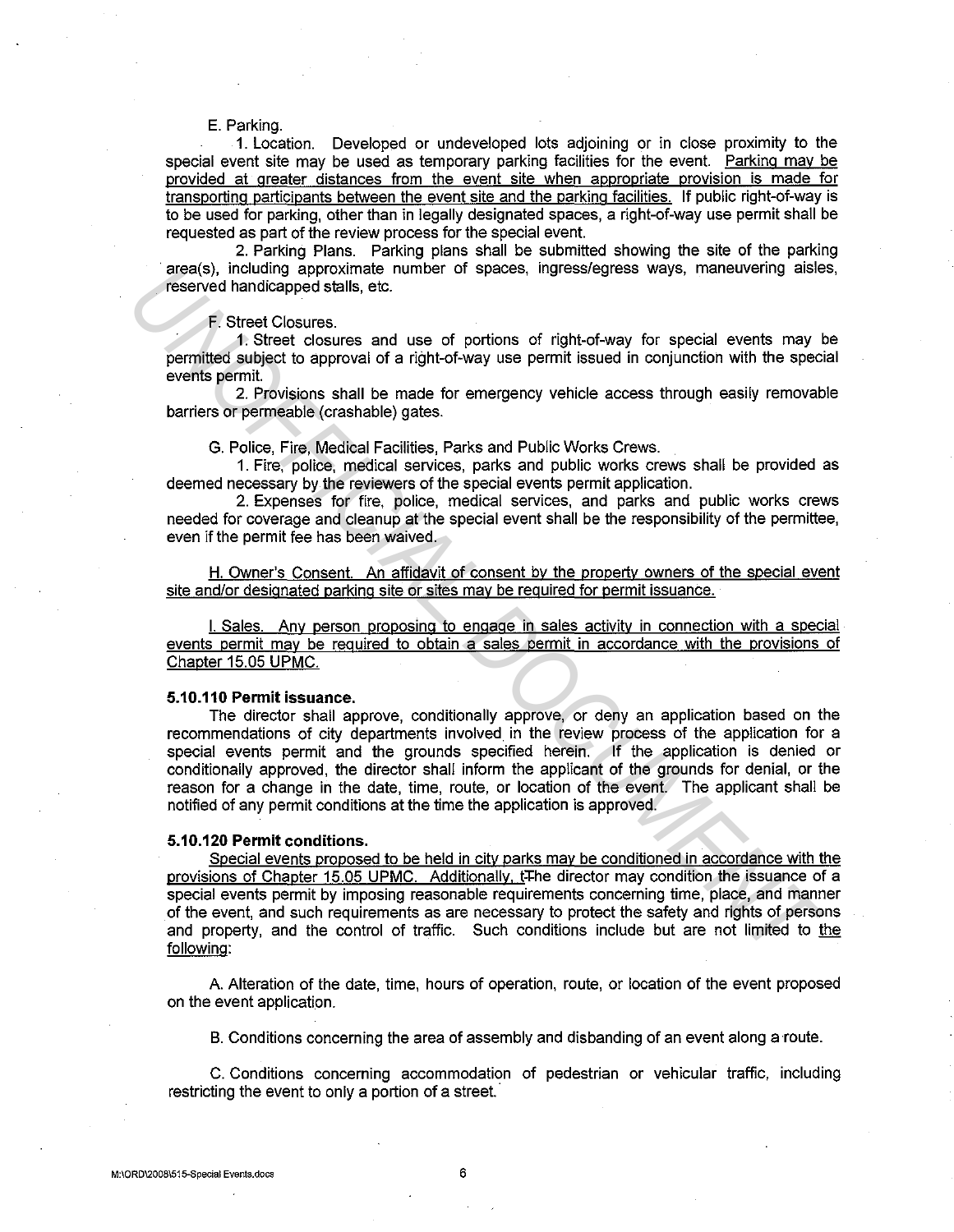E. Parking.

1. Location. Developed or undeveloped lots adjoining or in close proximity to the special event site may be used as temporary parking facilities for the event. Parking may be provided at greater distances from the event site when appropriate provision is made for transporting participants between the event site and the parking facilities. If public right-of-way is to be used for parking, other than in legally designated spaces, a right-of-way use permit shall be requested as part of the review process for the special event.

2. Parking Plans. Parking plans shall be submitted showing the site of the parking area(s), including approximate number of spaces, ingress/egress ways, maneuvering aisles, reserved handicapped stalls, etc.

F. Street Closures.

1. Street closures and use of portions of right-of-way for special events may be permitted subject to approval of a right-of-way use permit issued in conjunction with the special events permit.

2. Provisions shall be made for emergency vehicle access through easily removable barriers or permeable (crashable) gates.

G. Police, Fire, Medical Facilities, Parks and Public Works Crews.

1. Fire, police, medical services, parks and public works crews shall be provided as deemed necessary by the reviewers of the special events permit application.

2. Expenses for fire, police, medical services, and parks and public works crews needed for coverage and cleanup at the special event shall be the responsibility of the permittee, even if the permit fee has been waived.

H. Owner's Consent. An affidavit of consent by the property owners of the special event site and/or designated parking site or sites may be required for permit issuance.

I. Sales. Any person proposing to engage in sales activity in connection with a special events permit may be required to obtain a sales permit in accordance with the provisions of Chapter 15.05 UPMC.

**5.10.110 Permit issuance.**

The director shall approve, conditionally approve, or deny an application based on the recommendations of city departments involved in the review process of the application for a special events permit and the grounds specified herein. If the application is denied or conditionally approved, the director shall inform the applicant of the grounds for denial, or the reason for a change in the date, time, route, or location of the event. The applicant shall be notified of any permit conditions at the time the application is approved.

**5.10.120 Permit conditions.**

Special events proposed to be held in city parks may be conditioned in accordance with the provisions of Chapter 15.05 UPMC. Additionally, t~~T~~he director may condition the issuance of a special events permit by imposing reasonable requirements concerning time, place, and manner of the event, and such requirements as are necessary to protect the safety and rights of persons and property, and the control of traffic. Such conditions include but are not limited to the following:

A. Alteration of the date, time, hours of operation, route, or location of the event proposed on the event application.

B. Conditions concerning the area of assembly and disbanding of an event along a route.

C. Conditions concerning accommodation of pedestrian or vehicular traffic, including restricting the event to only a portion of a street.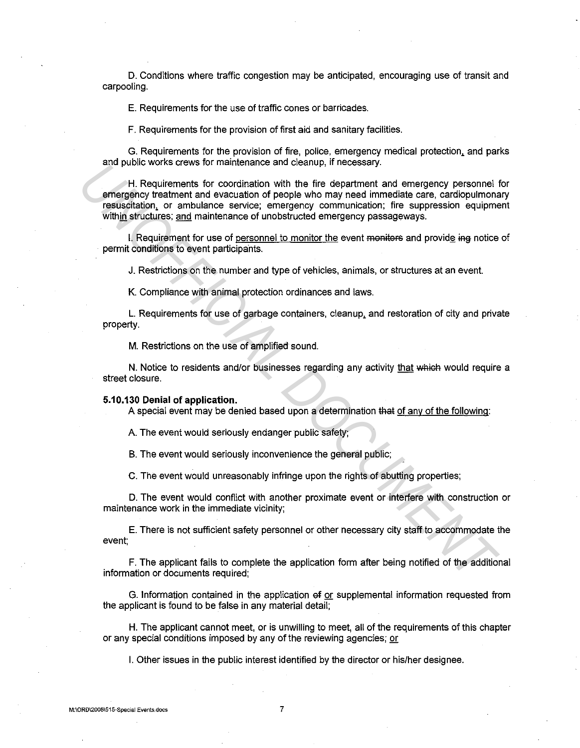D. Conditions where traffic congestion may be anticipated, encouraging use of transit and carpooling.

E. Requirements for the use of traffic cones or barricades.

F. Requirements for the provision of first aid and sanitary facilities.

G. Requirements for the provision of fire, police, emergency medical protection<u>,</u> and parks and public works crews for maintenance and cleanup, if necessary.

H. Requirements for coordination with the fire department and emergency personnel for emergency treatment and evacuation of people who may need immediate care, cardiopulmonary resuscitation<u>,</u> or ambulance service; emergency communication; fire suppression equipment with<u>in</u> structures; <u>and</u> maintenance of unobstructed emergency passageways.

I. Requirement for use of <u>personnel to monitor the</u> event ~~monitors~~ and provid<u>e</u> ~~ing~~ notice of permit conditions to event participants.

J. Restrictions on the number and type of vehicles, animals, or structures at an event.

K. Compliance with animal protection ordinances and laws.

L. Requirements for use of garbage containers, cleanup<u>,</u> and restoration of city and private property.

M. Restrictions on the use of amplified sound.

N. Notice to residents and/or businesses regarding any activity <u>that</u> ~~which~~ would require a street closure.

**5.10.130 Denial of application.**

A special event may be denied based upon a determination ~~that~~ <u>of any of the following</u>:

A. The event would seriously endanger public safety;

B. The event would seriously inconvenience the general public;

C. The event would unreasonably infringe upon the rights of abutting properties;

D. The event would conflict with another proximate event or interfere with construction or maintenance work in the immediate vicinity;

E. There is not sufficient safety personnel or other necessary city staff to accommodate the event;

F. The applicant fails to complete the application form after being notified of the additional information or documents required;

G. Information contained in the application ~~of~~ <u>or</u> supplemental information requested from the applicant is found to be false in any material detail;

H. The applicant cannot meet, or is unwilling to meet, all of the requirements of this chapter or any special conditions imposed by any of the reviewing agencies; <u>or</u>

I. Other issues in the public interest identified by the director or his/her designee.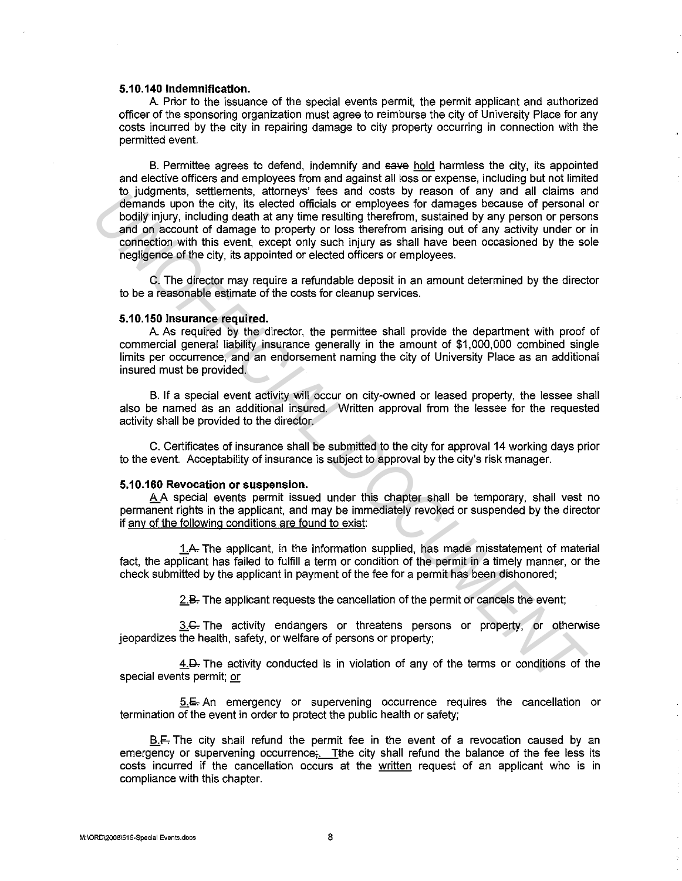#### 5.10.140 Indemnification.

A. Prior to the issuance of the special events permit, the permit applicant and authorized officer of the sponsoring organization must agree to reimburse the city of University Place for any costs incurred by the city in repairing damage to city property occurring in connection with the permitted event.

B. Permittee agrees to defend, indemnify and ~~save~~ hold harmless the city, its appointed and elective officers and employees from and against all loss or expense, including but not limited to judgments, settlements, attorneys' fees and costs by reason of any and all claims and demands upon the city, its elected officials or employees for damages because of personal or bodily injury, including death at any time resulting therefrom, sustained by any person or persons and on account of damage to property or loss therefrom arising out of any activity under or in connection with this event, except only such injury as shall have been occasioned by the sole negligence of the city, its appointed or elected officers or employees.

C. The director may require a refundable deposit in an amount determined by the director to be a reasonable estimate of the costs for cleanup services.

#### 5.10.150 Insurance required.

A. As required by the director, the permittee shall provide the department with proof of commercial general liability insurance generally in the amount of $1,000,000 combined single limits per occurrence, and an endorsement naming the city of University Place as an additional insured must be provided.

B. If a special event activity will occur on city-owned or leased property, the lessee shall also be named as an additional insured. Written approval from the lessee for the requested activity shall be provided to the director.

C. Certificates of insurance shall be submitted to the city for approval 14 working days prior to the event. Acceptability of insurance is subject to approval by the city's risk manager.

#### 5.10.160 Revocation or suspension.

A A special events permit issued under this chapter shall be temporary, shall vest no permanent rights in the applicant, and may be immediately revoked or suspended by the director if any of the following conditions are found to exist:

1.~~A.~~ The applicant, in the information supplied, has made misstatement of material fact, the applicant has failed to fulfill a term or condition of the permit in a timely manner, or the check submitted by the applicant in payment of the fee for a permit has been dishonored;

2.~~B.~~ The applicant requests the cancellation of the permit or cancels the event;

3.~~C.~~ The activity endangers or threatens persons or property, or otherwise jeopardizes the health, safety, or welfare of persons or property;

4.~~D.~~ The activity conducted is in violation of any of the terms or conditions of the special events permit; or

5.~~E.~~ An emergency or supervening occurrence requires the cancellation or termination of the event in order to protect the public health or safety;

B.~~F.~~ The city shall refund the permit fee in the event of a revocation caused by an emergency or supervening occurrence~~;~~. T~~t~~he city shall refund the balance of the fee less its costs incurred if the cancellation occurs at the written request of an applicant who is in compliance with this chapter.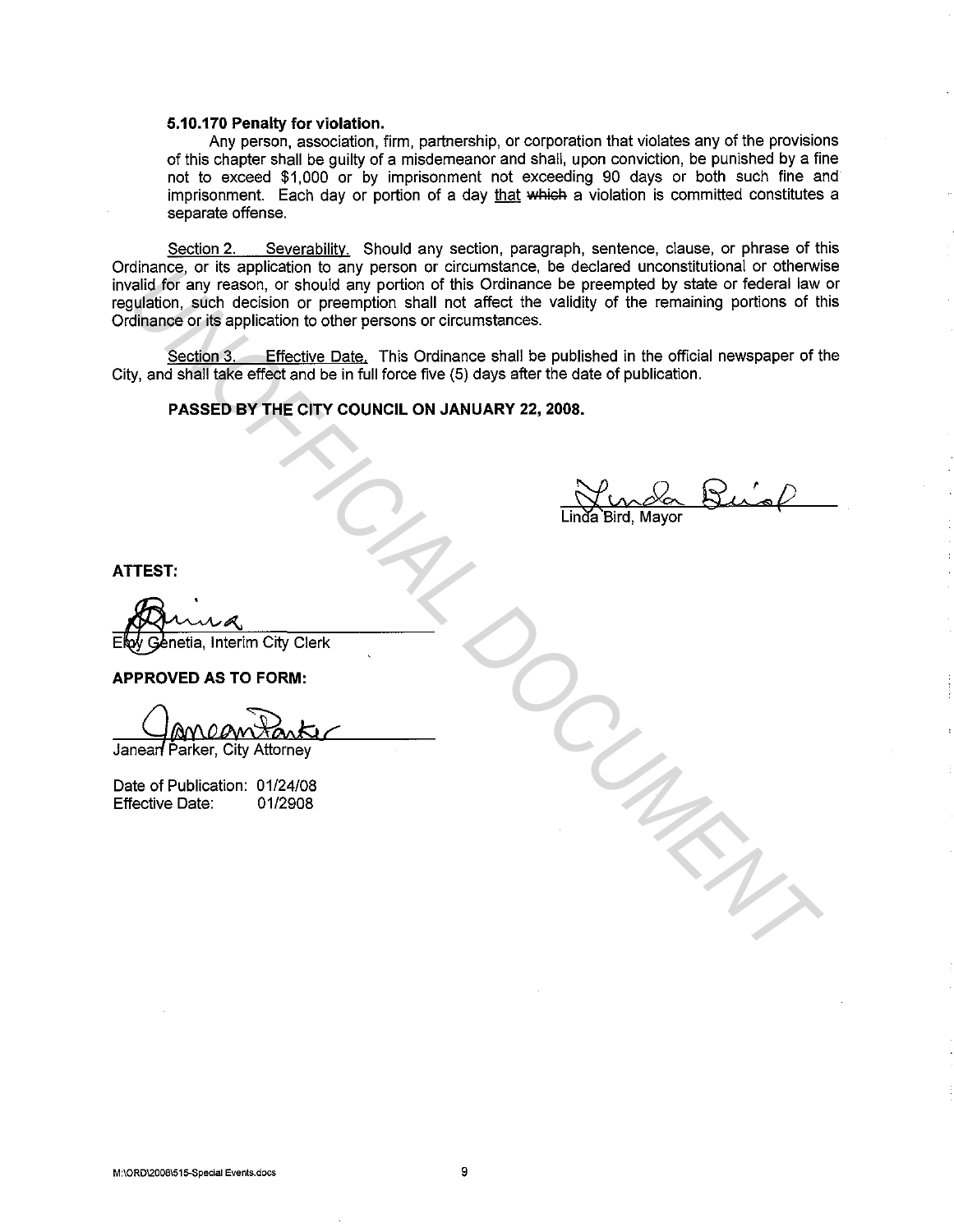**5.10.170 Penalty for violation.**

Any person, association, firm, partnership, or corporation that violates any of the provisions of this chapter shall be guilty of a misdemeanor and shall, upon conviction, be punished by a fine not to exceed $1,000 or by imprisonment not exceeding 90 days or both such fine and imprisonment. Each day or portion of a day that ~~which~~ a violation is committed constitutes a separate offense.

Section 2. Severability. Should any section, paragraph, sentence, clause, or phrase of this Ordinance, or its application to any person or circumstance, be declared unconstitutional or otherwise invalid for any reason, or should any portion of this Ordinance be preempted by state or federal law or regulation, such decision or preemption shall not affect the validity of the remaining portions of this Ordinance or its application to other persons or circumstances.

Section 3. Effective Date. This Ordinance shall be published in the official newspaper of the City, and shall take effect and be in full force five (5) days after the date of publication.

**PASSED BY THE CITY COUNCIL ON JANUARY 22, 2008.**

Linda Bird, Mayor

**ATTEST:**

Elroy Genetia, Interim City Clerk

**APPROVED AS TO FORM:**

Janean Parker, City Attorney

Date of Publication: 01/24/08
Effective Date: 01/2908

UNOFFICIAL DOCUMENT

M:\ORD\2008\515-Special Events.docs